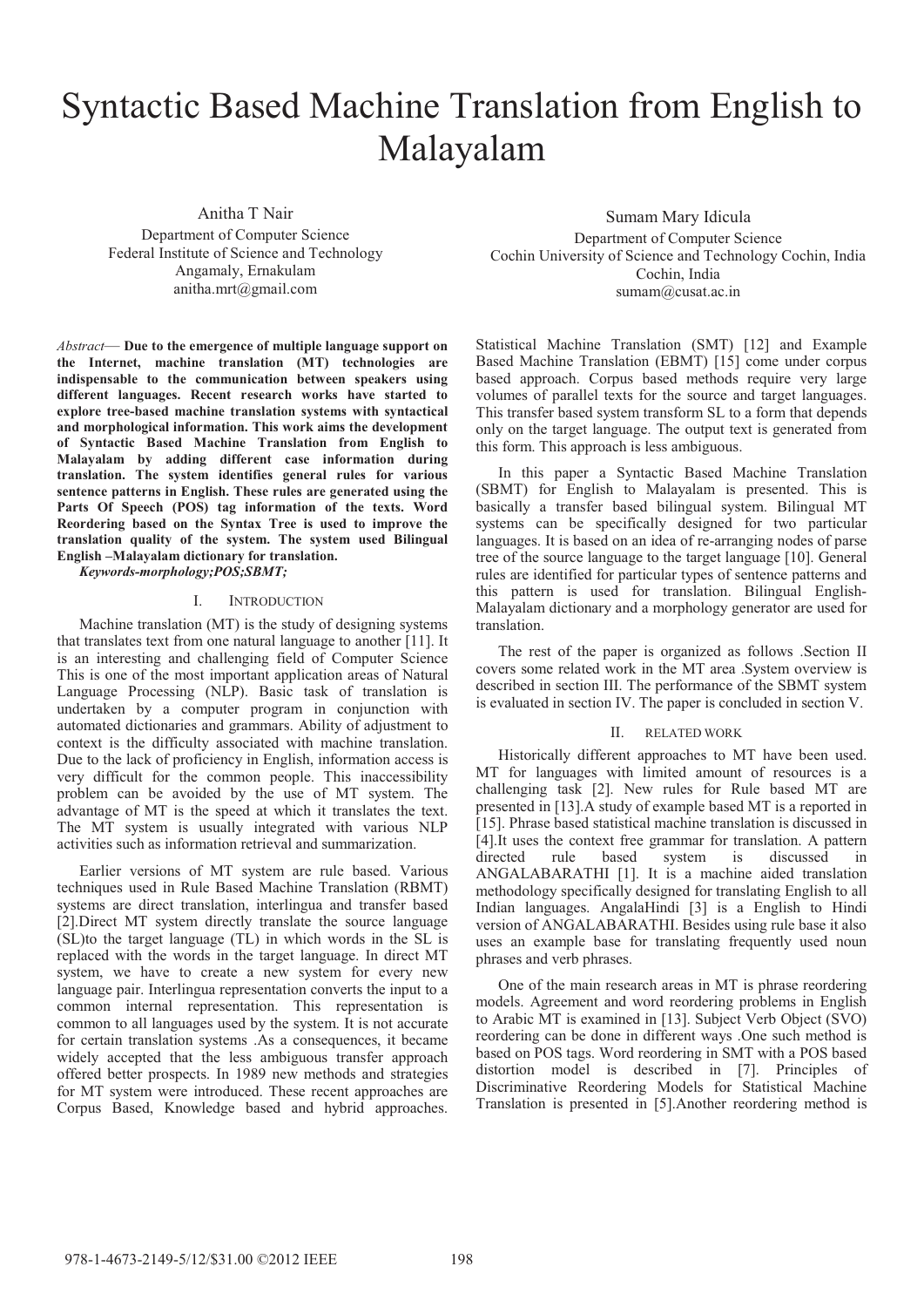# Syntactic Based Machine Translation from English to Malayalam

Anitha T Nair
Department of Computer Science
Federal Institute of Science and Technology
Angamaly, Ernakulam
anitha.mrt@gmail.com

Sumam Mary Idicula
Department of Computer Science
Cochin University of Science and Technology Cochin, India
Cochin, India
sumam@cusat.ac.in

*Abstract*— **Due to the emergence of multiple language support on the Internet, machine translation (MT) technologies are indispensable to the communication between speakers using different languages. Recent research works have started to explore tree-based machine translation systems with syntactical and morphological information. This work aims the development of Syntactic Based Machine Translation from English to Malayalam by adding different case information during translation. The system identifies general rules for various sentence patterns in English. These rules are generated using the Parts Of Speech (POS) tag information of the texts. Word Reordering based on the Syntax Tree is used to improve the translation quality of the system. The system used Bilingual English –Malayalam dictionary for translation.**

***Keywords-morphology;POS;SBMT;***

## I. INTRODUCTION

Machine translation (MT) is the study of designing systems that translates text from one natural language to another [11]. It is an interesting and challenging field of Computer Science This is one of the most important application areas of Natural Language Processing (NLP). Basic task of translation is undertaken by a computer program in conjunction with automated dictionaries and grammars. Ability of adjustment to context is the difficulty associated with machine translation. Due to the lack of proficiency in English, information access is very difficult for the common people. This inaccessibility problem can be avoided by the use of MT system. The advantage of MT is the speed at which it translates the text. The MT system is usually integrated with various NLP activities such as information retrieval and summarization.

Earlier versions of MT system are rule based. Various techniques used in Rule Based Machine Translation (RBMT) systems are direct translation, interlingua and transfer based [2].Direct MT system directly translate the source language (SL)to the target language (TL) in which words in the SL is replaced with the words in the target language. In direct MT system, we have to create a new system for every new language pair. Interlingua representation converts the input to a common internal representation. This representation is common to all languages used by the system. It is not accurate for certain translation systems .As a consequences, it became widely accepted that the less ambiguous transfer approach offered better prospects. In 1989 new methods and strategies for MT system were introduced. These recent approaches are Corpus Based, Knowledge based and hybrid approaches. Statistical Machine Translation (SMT) [12] and Example Based Machine Translation (EBMT) [15] come under corpus based approach. Corpus based methods require very large volumes of parallel texts for the source and target languages. This transfer based system transform SL to a form that depends only on the target language. The output text is generated from this form. This approach is less ambiguous.

In this paper a Syntactic Based Machine Translation (SBMT) for English to Malayalam is presented. This is basically a transfer based bilingual system. Bilingual MT systems can be specifically designed for two particular languages. It is based on an idea of re-arranging nodes of parse tree of the source language to the target language [10]. General rules are identified for particular types of sentence patterns and this pattern is used for translation. Bilingual English-Malayalam dictionary and a morphology generator are used for translation.

The rest of the paper is organized as follows .Section II covers some related work in the MT area .System overview is described in section III. The performance of the SBMT system is evaluated in section IV. The paper is concluded in section V.

## II. RELATED WORK

Historically different approaches to MT have been used. MT for languages with limited amount of resources is a challenging task [2]. New rules for Rule based MT are presented in [13].A study of example based MT is a reported in [15]. Phrase based statistical machine translation is discussed in [4].It uses the context free grammar for translation. A pattern directed rule based system is discussed in ANGALABARATHI [1]. It is a machine aided translation methodology specifically designed for translating English to all Indian languages. AngalaHindi [3] is a English to Hindi version of ANGALABARATHI. Besides using rule base it also uses an example base for translating frequently used noun phrases and verb phrases.

One of the main research areas in MT is phrase reordering models. Agreement and word reordering problems in English to Arabic MT is examined in [13]. Subject Verb Object (SVO) reordering can be done in different ways .One such method is based on POS tags. Word reordering in SMT with a POS based distortion model is described in [7]. Principles of Discriminative Reordering Models for Statistical Machine Translation is presented in [5].Another reordering method is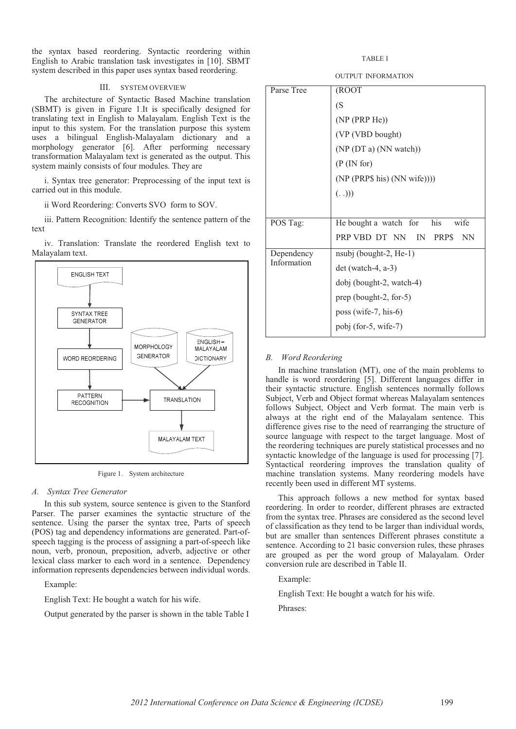the syntax based reordering. Syntactic reordering within English to Arabic translation task investigates in [10]. SBMT system described in this paper uses syntax based reordering.

## III. SYSTEM OVERVIEW

The architecture of Syntactic Based Machine translation (SBMT) is given in Figure 1.It is specifically designed for translating text in English to Malayalam. English Text is the input to this system. For the translation purpose this system uses a bilingual English-Malayalam dictionary and a morphology generator [6]. After performing necessary transformation Malayalam text is generated as the output. This system mainly consists of four modules. They are

i. Syntax tree generator: Preprocessing of the input text is carried out in this module.

ii Word Reordering: Converts SVO form to SOV.

iii. Pattern Recognition: Identify the sentence pattern of the text

iv. Translation: Translate the reordered English text to Malayalam text.

Figure 1. System architecture

### A. Syntax Tree Generator

In this sub system, source sentence is given to the Stanford Parser. The parser examines the syntactic structure of the sentence. Using the parser the syntax tree, Parts of speech (POS) tag and dependency informations are generated. Part-of-speech tagging is the process of assigning a part-of-speech like noun, verb, pronoun, preposition, adverb, adjective or other lexical class marker to each word in a sentence. Dependency information represents dependencies between individual words.

Example:

English Text: He bought a watch for his wife.

Output generated by the parser is shown in the table Table I

TABLE I

OUTPUT INFORMATION

| | |
|---|---|
| Parse Tree | (ROOT<br>(S<br>(NP (PRP He))<br>(VP (VBD bought)<br>(NP (DT a) (NN watch))<br>(P (IN for)<br>(NP (PRP$ his) (NN wife))))<br>(. .))) |
| POS Tag: | He bought a watch for his wife<br>PRP VBD DT NN IN PRP$ NN |
| Dependency Information | nsubj (bought-2, He-1)<br>det (watch-4, a-3)<br>dobj (bought-2, watch-4)<br>prep (bought-2, for-5)<br>poss (wife-7, his-6)<br>pobj (for-5, wife-7) |

### B. Word Reordering

In machine translation (MT), one of the main problems to handle is word reordering [5]. Different languages differ in their syntactic structure. English sentences normally follows Subject, Verb and Object format whereas Malayalam sentences follows Subject, Object and Verb format. The main verb is always at the right end of the Malayalam sentence. This difference gives rise to the need of rearranging the structure of source language with respect to the target language. Most of the reordering techniques are purely statistical processes and no syntactic knowledge of the language is used for processing [7]. Syntactical reordering improves the translation quality of machine translation systems. Many reordering models have recently been used in different MT systems.

This approach follows a new method for syntax based reordering. In order to reorder, different phrases are extracted from the syntax tree. Phrases are considered as the second level of classification as they tend to be larger than individual words, but are smaller than sentences Different phrases constitute a sentence. According to 21 basic conversion rules, these phrases are grouped as per the word group of Malayalam. Order conversion rule are described in Table II.

Example:

English Text: He bought a watch for his wife.

Phrases: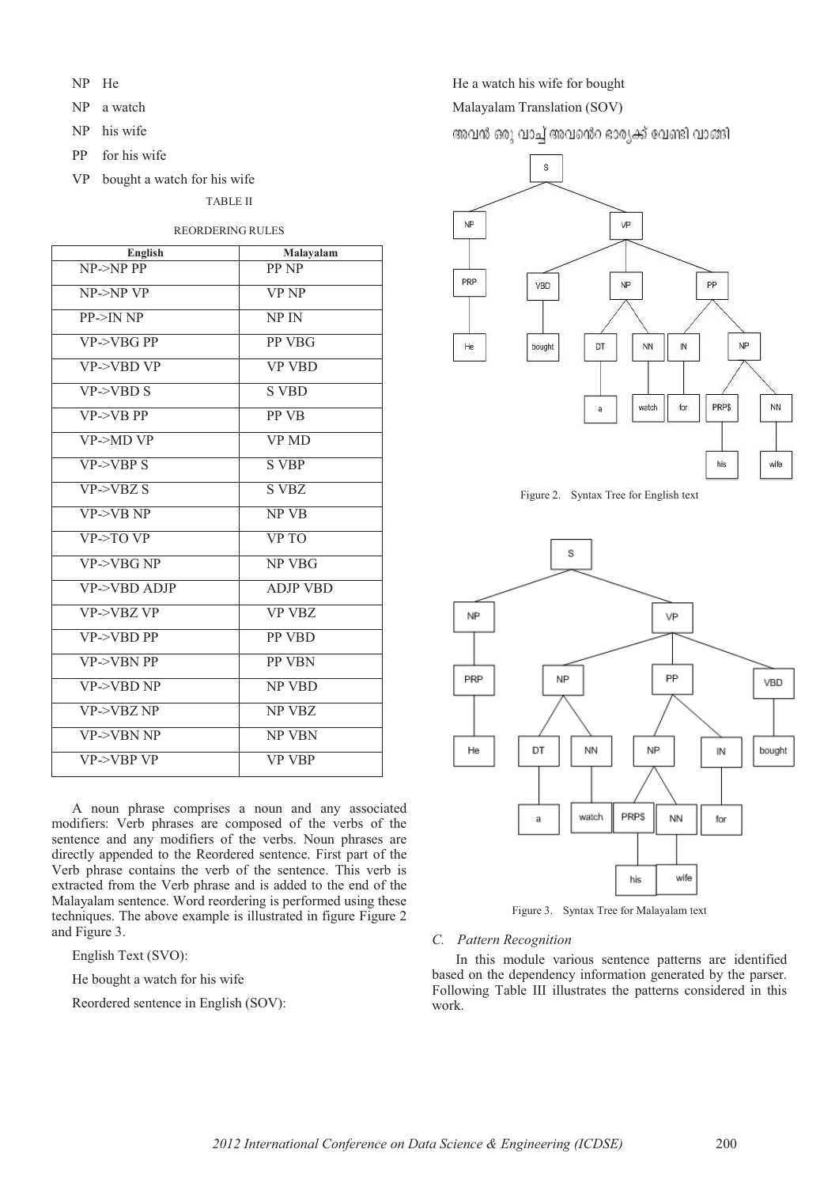NP He

NP a watch

NP his wife

PP for his wife

VP bought a watch for his wife

TABLE II

REORDERING RULES

| English | Malayalam |
|---|---|
| NP->NP PP | PP NP |
| NP->NP VP | VP NP |
| PP->IN NP | NP IN |
| VP->VBG PP | PP VBG |
| VP->VBD VP | VP VBD |
| VP->VBD S | S VBD |
| VP->VB PP | PP VB |
| VP->MD VP | VP MD |
| VP->VBP S | S VBP |
| VP->VBZ S | S VBZ |
| VP->VB NP | NP VB |
| VP->TO VP | VP TO |
| VP->VBG NP | NP VBG |
| VP->VBD ADJP | ADJP VBD |
| VP->VBZ VP | VP VBZ |
| VP->VBD PP | PP VBD |
| VP->VBN PP | PP VBN |
| VP->VBD NP | NP VBD |
| VP->VBZ NP | NP VBZ |
| VP->VBN NP | NP VBN |
| VP->VBP VP | VP VBP |

A noun phrase comprises a noun and any associated modifiers: Verb phrases are composed of the verbs of the sentence and any modifiers of the verbs. Noun phrases are directly appended to the Reordered sentence. First part of the Verb phrase contains the verb of the sentence. This verb is extracted from the Verb phrase and is added to the end of the Malayalam sentence. Word reordering is performed using these techniques. The above example is illustrated in figure Figure 2 and Figure 3.

English Text (SVO):

He bought a watch for his wife

Reordered sentence in English (SOV):

He a watch his wife for bought

Malayalam Translation (SOV)

അവൻ ഒരു വാച്ച് അവന്റെ ഭാര്യക്ക് വേണ്ടി വാങ്ങി

Figure 2. Syntax Tree for English text

Figure 3. Syntax Tree for Malayalam text

### C. Pattern Recognition

In this module various sentence patterns are identified based on the dependency information generated by the parser. Following Table III illustrates the patterns considered in this work.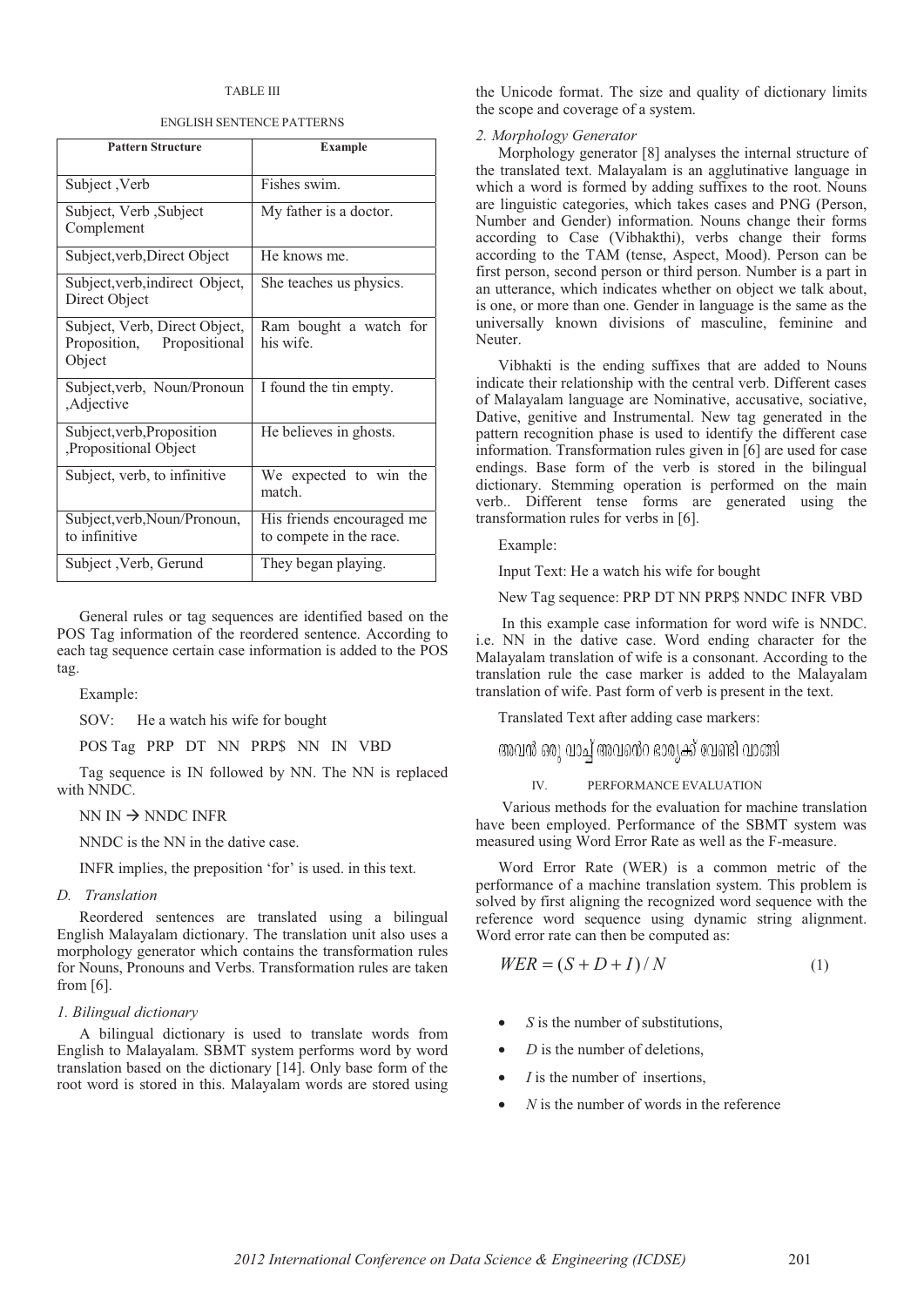TABLE III

ENGLISH SENTENCE PATTERNS

| Pattern Structure | Example |
|---|---|
| Subject ,Verb | Fishes swim. |
| Subject, Verb ,Subject Complement | My father is a doctor. |
| Subject,verb,Direct Object | He knows me. |
| Subject,verb,indirect Object, Direct Object | She teaches us physics. |
| Subject, Verb, Direct Object, Proposition, Propositional Object | Ram bought a watch for his wife. |
| Subject,verb, Noun/Pronoun ,Adjective | I found the tin empty. |
| Subject,verb,Proposition ,Propositional Object | He believes in ghosts. |
| Subject, verb, to infinitive | We expected to win the match. |
| Subject,verb,Noun/Pronoun, to infinitive | His friends encouraged me to compete in the race. |
| Subject ,Verb, Gerund | They began playing. |

General rules or tag sequences are identified based on the POS Tag information of the reordered sentence. According to each tag sequence certain case information is added to the POS tag.

Example:

SOV: He a watch his wife for bought

POS Tag PRP DT NN PRP$ NN IN VBD

Tag sequence is IN followed by NN. The NN is replaced with NNDC.

NN IN → NNDC INFR

NNDC is the NN in the dative case.

INFR implies, the preposition 'for' is used. in this text.

### D. Translation

Reordered sentences are translated using a bilingual English Malayalam dictionary. The translation unit also uses a morphology generator which contains the transformation rules for Nouns, Pronouns and Verbs. Transformation rules are taken from [6].

#### 1. Bilingual dictionary

A bilingual dictionary is used to translate words from English to Malayalam. SBMT system performs word by word translation based on the dictionary [14]. Only base form of the root word is stored in this. Malayalam words are stored using the Unicode format. The size and quality of dictionary limits the scope and coverage of a system.

#### 2. Morphology Generator

Morphology generator [8] analyses the internal structure of the translated text. Malayalam is an agglutinative language in which a word is formed by adding suffixes to the root. Nouns are linguistic categories, which takes cases and PNG (Person, Number and Gender) information. Nouns change their forms according to Case (Vibhakthi), verbs change their forms according to the TAM (tense, Aspect, Mood). Person can be first person, second person or third person. Number is a part in an utterance, which indicates whether on object we talk about, is one, or more than one. Gender in language is the same as the universally known divisions of masculine, feminine and Neuter.

Vibhakti is the ending suffixes that are added to Nouns indicate their relationship with the central verb. Different cases of Malayalam language are Nominative, accusative, sociative, Dative, genitive and Instrumental. New tag generated in the pattern recognition phase is used to identify the different case information. Transformation rules given in [6] are used for case endings. Base form of the verb is stored in the bilingual dictionary. Stemming operation is performed on the main verb.. Different tense forms are generated using the transformation rules for verbs in [6].

Example:

Input Text: He a watch his wife for bought

New Tag sequence: PRP DT NN PRP$ NNDC INFR VBD

In this example case information for word wife is NNDC. i.e. NN in the dative case. Word ending character for the Malayalam translation of wife is a consonant. According to the translation rule the case marker is added to the Malayalam translation of wife. Past form of verb is present in the text.

Translated Text after adding case markers:

അവൻ ഒരു വാച്ച് അവന്റെ ഭാര്യക്ക് വേണ്ടി വാങ്ങി

## IV. PERFORMANCE EVALUATION

Various methods for the evaluation for machine translation have been employed. Performance of the SBMT system was measured using Word Error Rate as well as the F-measure.

Word Error Rate (WER) is a common metric of the performance of a machine translation system. This problem is solved by first aligning the recognized word sequence with the reference word sequence using dynamic string alignment. Word error rate can then be computed as:

$$WER = (S + D + I) / N \tag{1}$$

- $S$ is the number of substitutions,
- $D$ is the number of deletions,
- $I$ is the number of insertions,
- $N$ is the number of words in the reference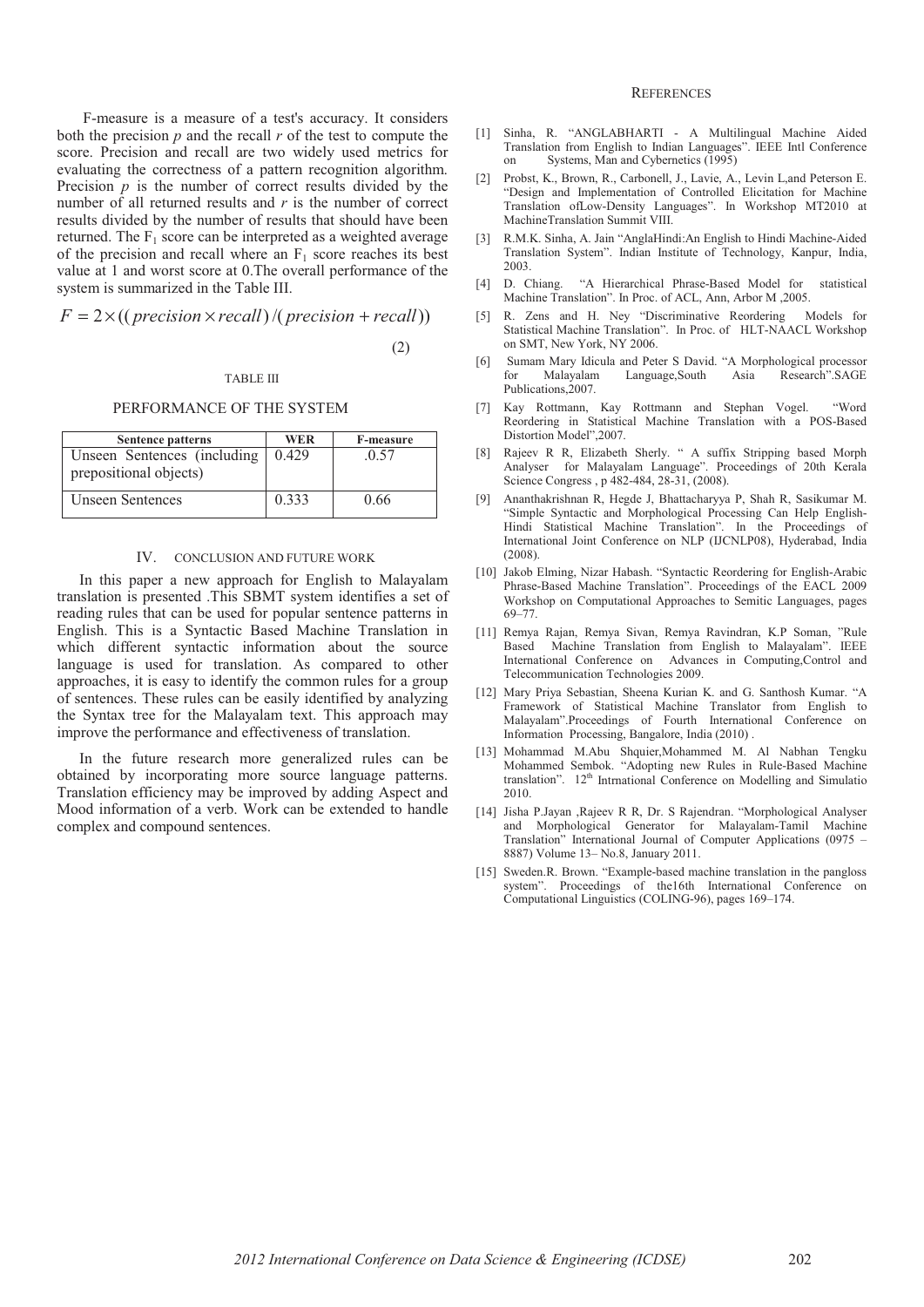F-measure is a measure of a test's accuracy. It considers both the precision *p* and the recall *r* of the test to compute the score. Precision and recall are two widely used metrics for evaluating the correctness of a pattern recognition algorithm. Precision *p* is the number of correct results divided by the number of all returned results and *r* is the number of correct results divided by the number of results that should have been returned. The $F_1$ score can be interpreted as a weighted average of the precision and recall where an $F_1$ score reaches its best value at 1 and worst score at 0.The overall performance of the system is summarized in the Table III.

$$F = 2 \times ((precision \times recall)/(precision + recall)) \tag{2}$$

TABLE III

PERFORMANCE OF THE SYSTEM

| Sentence patterns | WER | F-measure |
|---|---|---|
| Unseen Sentences (including prepositional objects) | 0.429 | .0.57 |
| Unseen Sentences | 0.333 | 0.66 |

## IV. CONCLUSION AND FUTURE WORK

In this paper a new approach for English to Malayalam translation is presented .This SBMT system identifies a set of reading rules that can be used for popular sentence patterns in English. This is a Syntactic Based Machine Translation in which different syntactic information about the source language is used for translation. As compared to other approaches, it is easy to identify the common rules for a group of sentences. These rules can be easily identified by analyzing the Syntax tree for the Malayalam text. This approach may improve the performance and effectiveness of translation.

In the future research more generalized rules can be obtained by incorporating more source language patterns. Translation efficiency may be improved by adding Aspect and Mood information of a verb. Work can be extended to handle complex and compound sentences.

## REFERENCES

[1] Sinha, R. "ANGLABHARTI - A Multilingual Machine Aided Translation from English to Indian Languages". IEEE Intl Conference on Systems, Man and Cybernetics (1995)

[2] Probst, K., Brown, R., Carbonell, J., Lavie, A., Levin L,and Peterson E. "Design and Implementation of Controlled Elicitation for Machine Translation ofLow-Density Languages". In Workshop MT2010 at MachineTranslation Summit VIII.

[3] R.M.K. Sinha, A. Jain "AnglaHindi:An English to Hindi Machine-Aided Translation System". Indian Institute of Technology, Kanpur, India, 2003.

[4] D. Chiang. "A Hierarchical Phrase-Based Model for statistical Machine Translation". In Proc. of ACL, Ann, Arbor M ,2005.

[5] R. Zens and H. Ney "Discriminative Reordering Models for Statistical Machine Translation". In Proc. of HLT-NAACL Workshop on SMT, New York, NY 2006.

[6] Sumam Mary Idicula and Peter S David. "A Morphological processor for Malayalam Language,South Asia Research".SAGE Publications,2007.

[7] Kay Rottmann, Kay Rottmann and Stephan Vogel. "Word Reordering in Statistical Machine Translation with a POS-Based Distortion Model",2007.

[8] Rajeev R R, Elizabeth Sherly. " A suffix Stripping based Morph Analyser for Malayalam Language". Proceedings of 20th Kerala Science Congress , p 482-484, 28-31, (2008).

[9] Ananthakrishnan R, Hegde J, Bhattacharyya P, Shah R, Sasikumar M. "Simple Syntactic and Morphological Processing Can Help English-Hindi Statistical Machine Translation". In the Proceedings of International Joint Conference on NLP (IJCNLP08), Hyderabad, India (2008).

[10] Jakob Elming, Nizar Habash. "Syntactic Reordering for English-Arabic Phrase-Based Machine Translation". Proceedings of the EACL 2009 Workshop on Computational Approaches to Semitic Languages, pages 69–77.

[11] Remya Rajan, Remya Sivan, Remya Ravindran, K.P Soman, "Rule Based Machine Translation from English to Malayalam". IEEE International Conference on Advances in Computing,Control and Telecommunication Technologies 2009.

[12] Mary Priya Sebastian, Sheena Kurian K. and G. Santhosh Kumar. "A Framework of Statistical Machine Translator from English to Malayalam".Proceedings of Fourth International Conference on Information Processing, Bangalore, India (2010) .

[13] Mohammad M.Abu Shquier,Mohammed M. Al Nabhan Tengku Mohammed Sembok. "Adopting new Rules in Rule-Based Machine translation". 12th Intrnational Conference on Modelling and Simulatio 2010.

[14] Jisha P.Jayan ,Rajeev R R, Dr. S Rajendran. "Morphological Analyser and Morphological Generator for Malayalam-Tamil Machine Translation" International Journal of Computer Applications (0975 – 8887) Volume 13– No.8, January 2011.

[15] Sweden.R. Brown. "Example-based machine translation in the pangloss system". Proceedings of the16th International Conference on Computational Linguistics (COLING-96), pages 169–174.